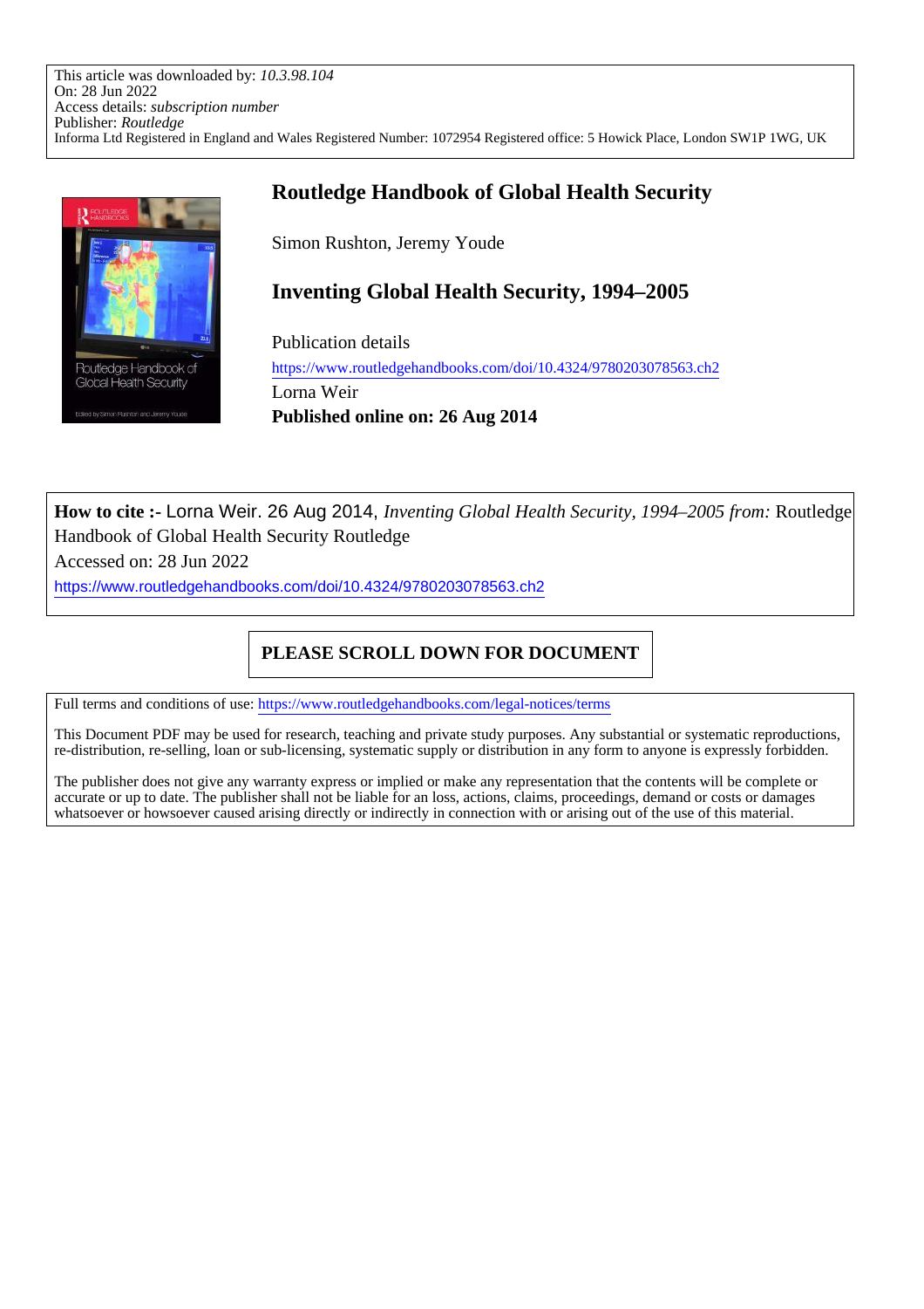This article was downloaded by: *10.3.98.104*
On: 28 Jun 2022
Access details: *subscription number*
Publisher: *Routledge*
Informa Ltd Registered in England and Wales Registered Number: 1072954 Registered office: 5 Howick Place, London SW1P 1WG, UK

# Routledge Handbook of Global Health Security

Simon Rushton, Jeremy Youde

## Inventing Global Health Security, 1994–2005

Publication details
https://www.routledgehandbooks.com/doi/10.4324/9780203078563.ch2
Lorna Weir
**Published online on: 26 Aug 2014**

**How to cite :-** Lorna Weir. 26 Aug 2014, *Inventing Global Health Security, 1994–2005 from:* Routledge Handbook of Global Health Security Routledge
Accessed on: 28 Jun 2022
https://www.routledgehandbooks.com/doi/10.4324/9780203078563.ch2

**PLEASE SCROLL DOWN FOR DOCUMENT**

Full terms and conditions of use: https://www.routledgehandbooks.com/legal-notices/terms

This Document PDF may be used for research, teaching and private study purposes. Any substantial or systematic reproductions, re-distribution, re-selling, loan or sub-licensing, systematic supply or distribution in any form to anyone is expressly forbidden.

The publisher does not give any warranty express or implied or make any representation that the contents will be complete or accurate or up to date. The publisher shall not be liable for an loss, actions, claims, proceedings, demand or costs or damages whatsoever or howsoever caused arising directly or indirectly in connection with or arising out of the use of this material.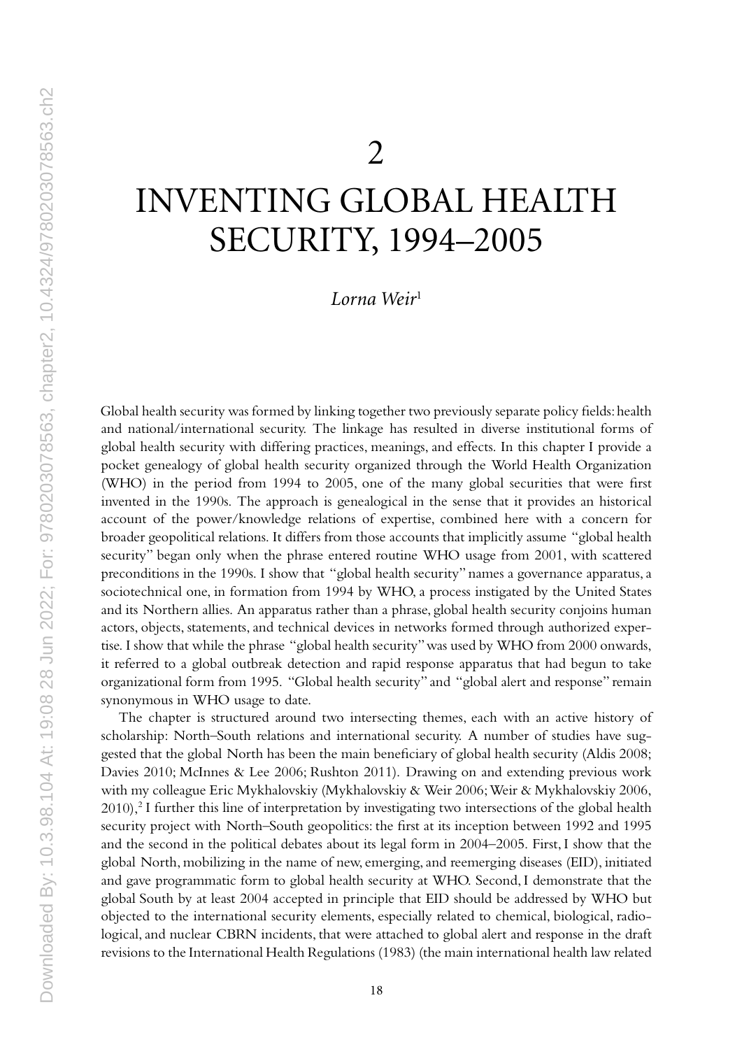# 2

# INVENTING GLOBAL HEALTH SECURITY, 1994–2005

*Lorna Weir*[1]

Global health security was formed by linking together two previously separate policy fields: health and national/international security. The linkage has resulted in diverse institutional forms of global health security with differing practices, meanings, and effects. In this chapter I provide a pocket genealogy of global health security organized through the World Health Organization (WHO) in the period from 1994 to 2005, one of the many global securities that were first invented in the 1990s. The approach is genealogical in the sense that it provides an historical account of the power/knowledge relations of expertise, combined here with a concern for broader geopolitical relations. It differs from those accounts that implicitly assume "global health security" began only when the phrase entered routine WHO usage from 2001, with scattered preconditions in the 1990s. I show that "global health security" names a governance apparatus, a sociotechnical one, in formation from 1994 by WHO, a process instigated by the United States and its Northern allies. An apparatus rather than a phrase, global health security conjoins human actors, objects, statements, and technical devices in networks formed through authorized expertise. I show that while the phrase "global health security" was used by WHO from 2000 onwards, it referred to a global outbreak detection and rapid response apparatus that had begun to take organizational form from 1995. "Global health security" and "global alert and response" remain synonymous in WHO usage to date.

The chapter is structured around two intersecting themes, each with an active history of scholarship: North–South relations and international security. A number of studies have suggested that the global North has been the main beneficiary of global health security (Aldis 2008; Davies 2010; McInnes & Lee 2006; Rushton 2011). Drawing on and extending previous work with my colleague Eric Mykhalovskiy (Mykhalovskiy & Weir 2006; Weir & Mykhalovskiy 2006, 2010),[2] I further this line of interpretation by investigating two intersections of the global health security project with North–South geopolitics: the first at its inception between 1992 and 1995 and the second in the political debates about its legal form in 2004–2005. First, I show that the global North, mobilizing in the name of new, emerging, and reemerging diseases (EID), initiated and gave programmatic form to global health security at WHO. Second, I demonstrate that the global South by at least 2004 accepted in principle that EID should be addressed by WHO but objected to the international security elements, especially related to chemical, biological, radiological, and nuclear CBRN incidents, that were attached to global alert and response in the draft revisions to the International Health Regulations (1983) (the main international health law related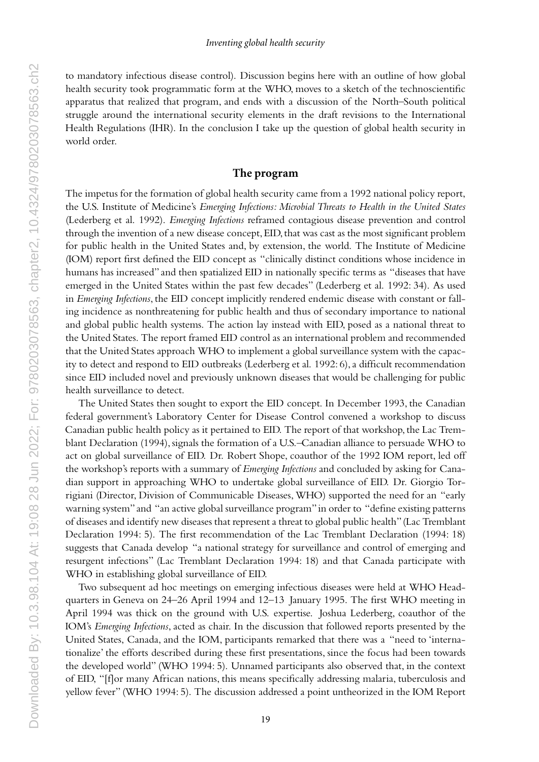to mandatory infectious disease control). Discussion begins here with an outline of how global health security took programmatic form at the WHO, moves to a sketch of the technoscientific apparatus that realized that program, and ends with a discussion of the North–South political struggle around the international security elements in the draft revisions to the International Health Regulations (IHR). In the conclusion I take up the question of global health security in world order.

## The program

The impetus for the formation of global health security came from a 1992 national policy report, the U.S. Institute of Medicine's *Emerging Infections: Microbial Threats to Health in the United States* (Lederberg et al. 1992). *Emerging Infections* reframed contagious disease prevention and control through the invention of a new disease concept, EID, that was cast as the most significant problem for public health in the United States and, by extension, the world. The Institute of Medicine (IOM) report first defined the EID concept as "clinically distinct conditions whose incidence in humans has increased" and then spatialized EID in nationally specific terms as "diseases that have emerged in the United States within the past few decades" (Lederberg et al. 1992: 34). As used in *Emerging Infections*, the EID concept implicitly rendered endemic disease with constant or falling incidence as nonthreatening for public health and thus of secondary importance to national and global public health systems. The action lay instead with EID, posed as a national threat to the United States. The report framed EID control as an international problem and recommended that the United States approach WHO to implement a global surveillance system with the capacity to detect and respond to EID outbreaks (Lederberg et al. 1992: 6), a difficult recommendation since EID included novel and previously unknown diseases that would be challenging for public health surveillance to detect.

The United States then sought to export the EID concept. In December 1993, the Canadian federal government's Laboratory Center for Disease Control convened a workshop to discuss Canadian public health policy as it pertained to EID. The report of that workshop, the Lac Tremblant Declaration (1994), signals the formation of a U.S.–Canadian alliance to persuade WHO to act on global surveillance of EID. Dr. Robert Shope, coauthor of the 1992 IOM report, led off the workshop's reports with a summary of *Emerging Infections* and concluded by asking for Canadian support in approaching WHO to undertake global surveillance of EID. Dr. Giorgio Torrigiani (Director, Division of Communicable Diseases, WHO) supported the need for an "early warning system" and "an active global surveillance program" in order to "define existing patterns of diseases and identify new diseases that represent a threat to global public health" (Lac Tremblant Declaration 1994: 5). The first recommendation of the Lac Tremblant Declaration (1994: 18) suggests that Canada develop "a national strategy for surveillance and control of emerging and resurgent infections" (Lac Tremblant Declaration 1994: 18) and that Canada participate with WHO in establishing global surveillance of EID.

Two subsequent ad hoc meetings on emerging infectious diseases were held at WHO Headquarters in Geneva on 24–26 April 1994 and 12–13 January 1995. The first WHO meeting in April 1994 was thick on the ground with U.S. expertise. Joshua Lederberg, coauthor of the IOM's *Emerging Infections*, acted as chair. In the discussion that followed reports presented by the United States, Canada, and the IOM, participants remarked that there was a "need to 'internationalize' the efforts described during these first presentations, since the focus had been towards the developed world" (WHO 1994: 5). Unnamed participants also observed that, in the context of EID, "[f]or many African nations, this means specifically addressing malaria, tuberculosis and yellow fever" (WHO 1994: 5). The discussion addressed a point untheorized in the IOM Report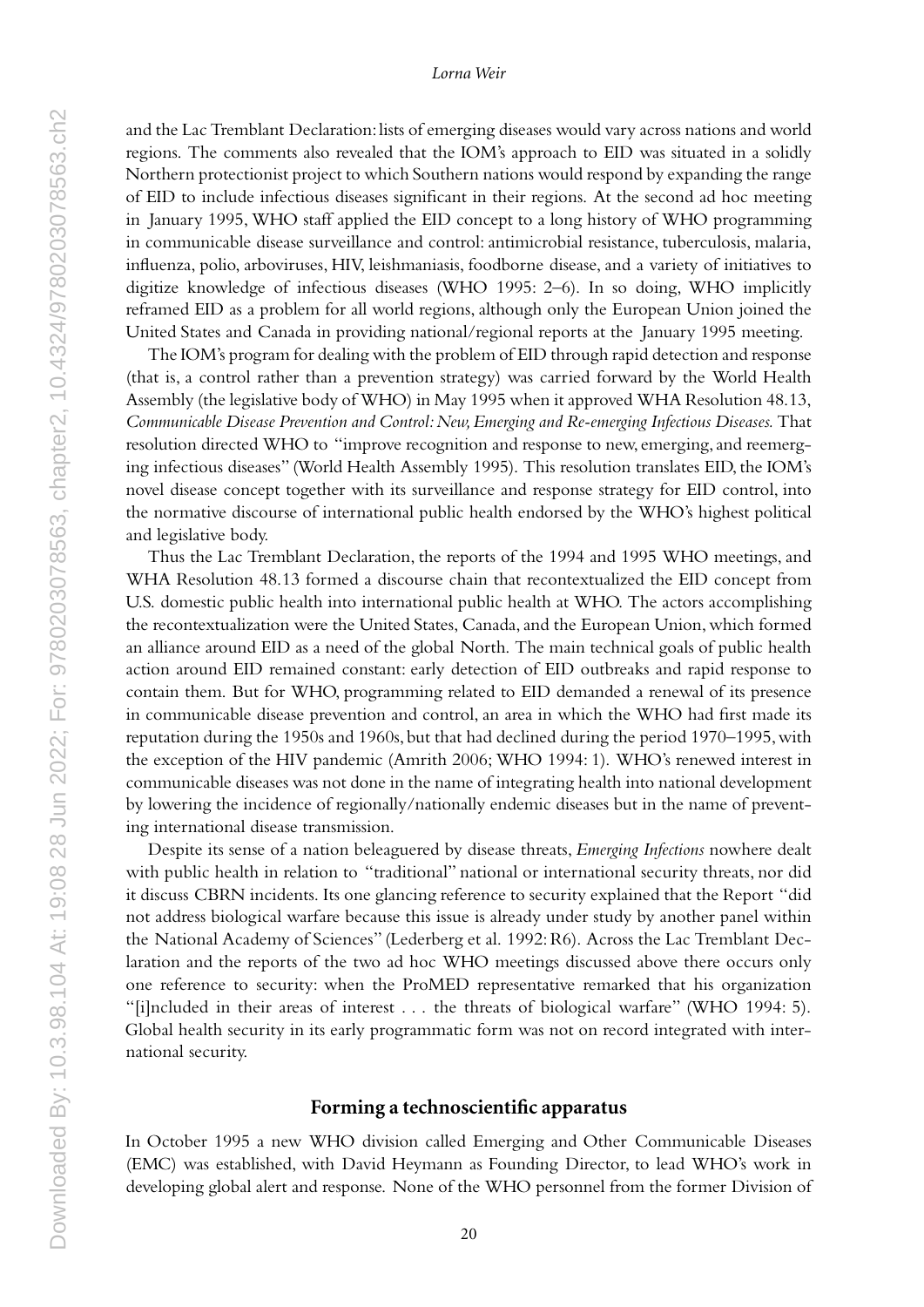and the Lac Tremblant Declaration: lists of emerging diseases would vary across nations and world regions. The comments also revealed that the IOM's approach to EID was situated in a solidly Northern protectionist project to which Southern nations would respond by expanding the range of EID to include infectious diseases significant in their regions. At the second ad hoc meeting in January 1995, WHO staff applied the EID concept to a long history of WHO programming in communicable disease surveillance and control: antimicrobial resistance, tuberculosis, malaria, influenza, polio, arboviruses, HIV, leishmaniasis, foodborne disease, and a variety of initiatives to digitize knowledge of infectious diseases (WHO 1995: 2–6). In so doing, WHO implicitly reframed EID as a problem for all world regions, although only the European Union joined the United States and Canada in providing national/regional reports at the January 1995 meeting.

The IOM's program for dealing with the problem of EID through rapid detection and response (that is, a control rather than a prevention strategy) was carried forward by the World Health Assembly (the legislative body of WHO) in May 1995 when it approved WHA Resolution 48.13, *Communicable Disease Prevention and Control: New, Emerging and Re-emerging Infectious Diseases.* That resolution directed WHO to "improve recognition and response to new, emerging, and reemerging infectious diseases" (World Health Assembly 1995). This resolution translates EID, the IOM's novel disease concept together with its surveillance and response strategy for EID control, into the normative discourse of international public health endorsed by the WHO's highest political and legislative body.

Thus the Lac Tremblant Declaration, the reports of the 1994 and 1995 WHO meetings, and WHA Resolution 48.13 formed a discourse chain that recontextualized the EID concept from U.S. domestic public health into international public health at WHO. The actors accomplishing the recontextualization were the United States, Canada, and the European Union, which formed an alliance around EID as a need of the global North. The main technical goals of public health action around EID remained constant: early detection of EID outbreaks and rapid response to contain them. But for WHO, programming related to EID demanded a renewal of its presence in communicable disease prevention and control, an area in which the WHO had first made its reputation during the 1950s and 1960s, but that had declined during the period 1970–1995, with the exception of the HIV pandemic (Amrith 2006; WHO 1994: 1). WHO's renewed interest in communicable diseases was not done in the name of integrating health into national development by lowering the incidence of regionally/nationally endemic diseases but in the name of preventing international disease transmission.

Despite its sense of a nation beleaguered by disease threats, *Emerging Infections* nowhere dealt with public health in relation to "traditional" national or international security threats, nor did it discuss CBRN incidents. Its one glancing reference to security explained that the Report "did not address biological warfare because this issue is already under study by another panel within the National Academy of Sciences" (Lederberg et al. 1992: R6). Across the Lac Tremblant Declaration and the reports of the two ad hoc WHO meetings discussed above there occurs only one reference to security: when the ProMED representative remarked that his organization "[i]ncluded in their areas of interest . . . the threats of biological warfare" (WHO 1994: 5). Global health security in its early programmatic form was not on record integrated with international security.

## Forming a technoscientific apparatus

In October 1995 a new WHO division called Emerging and Other Communicable Diseases (EMC) was established, with David Heymann as Founding Director, to lead WHO's work in developing global alert and response. None of the WHO personnel from the former Division of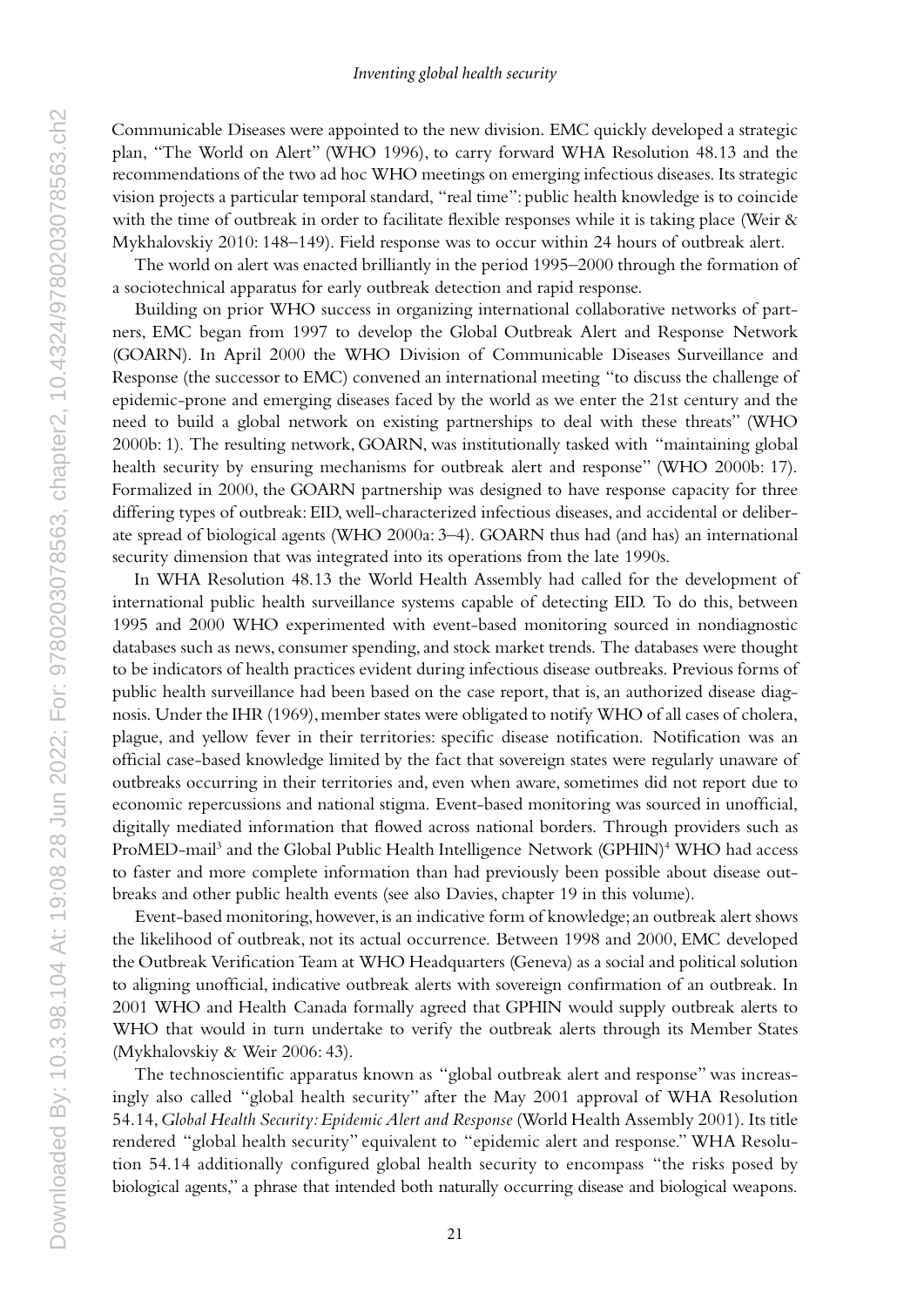Communicable Diseases were appointed to the new division. EMC quickly developed a strategic plan, "The World on Alert" (WHO 1996), to carry forward WHA Resolution 48.13 and the recommendations of the two ad hoc WHO meetings on emerging infectious diseases. Its strategic vision projects a particular temporal standard, "real time": public health knowledge is to coincide with the time of outbreak in order to facilitate flexible responses while it is taking place (Weir & Mykhalovskiy 2010: 148–149). Field response was to occur within 24 hours of outbreak alert.

The world on alert was enacted brilliantly in the period 1995–2000 through the formation of a sociotechnical apparatus for early outbreak detection and rapid response.

Building on prior WHO success in organizing international collaborative networks of partners, EMC began from 1997 to develop the Global Outbreak Alert and Response Network (GOARN). In April 2000 the WHO Division of Communicable Diseases Surveillance and Response (the successor to EMC) convened an international meeting "to discuss the challenge of epidemic-prone and emerging diseases faced by the world as we enter the 21st century and the need to build a global network on existing partnerships to deal with these threats" (WHO 2000b: 1). The resulting network, GOARN, was institutionally tasked with "maintaining global health security by ensuring mechanisms for outbreak alert and response" (WHO 2000b: 17). Formalized in 2000, the GOARN partnership was designed to have response capacity for three differing types of outbreak: EID, well-characterized infectious diseases, and accidental or deliberate spread of biological agents (WHO 2000a: 3–4). GOARN thus had (and has) an international security dimension that was integrated into its operations from the late 1990s.

In WHA Resolution 48.13 the World Health Assembly had called for the development of international public health surveillance systems capable of detecting EID. To do this, between 1995 and 2000 WHO experimented with event-based monitoring sourced in nondiagnostic databases such as news, consumer spending, and stock market trends. The databases were thought to be indicators of health practices evident during infectious disease outbreaks. Previous forms of public health surveillance had been based on the case report, that is, an authorized disease diagnosis. Under the IHR (1969), member states were obligated to notify WHO of all cases of cholera, plague, and yellow fever in their territories: specific disease notification. Notification was an official case-based knowledge limited by the fact that sovereign states were regularly unaware of outbreaks occurring in their territories and, even when aware, sometimes did not report due to economic repercussions and national stigma. Event-based monitoring was sourced in unofficial, digitally mediated information that flowed across national borders. Through providers such as ProMED-mail[3] and the Global Public Health Intelligence Network (GPHIN)[4] WHO had access to faster and more complete information than had previously been possible about disease outbreaks and other public health events (see also Davies, chapter 19 in this volume).

Event-based monitoring, however, is an indicative form of knowledge; an outbreak alert shows the likelihood of outbreak, not its actual occurrence. Between 1998 and 2000, EMC developed the Outbreak Verification Team at WHO Headquarters (Geneva) as a social and political solution to aligning unofficial, indicative outbreak alerts with sovereign confirmation of an outbreak. In 2001 WHO and Health Canada formally agreed that GPHIN would supply outbreak alerts to WHO that would in turn undertake to verify the outbreak alerts through its Member States (Mykhalovskiy & Weir 2006: 43).

The technoscientific apparatus known as "global outbreak alert and response" was increasingly also called "global health security" after the May 2001 approval of WHA Resolution 54.14, *Global Health Security: Epidemic Alert and Response* (World Health Assembly 2001). Its title rendered "global health security" equivalent to "epidemic alert and response." WHA Resolution 54.14 additionally configured global health security to encompass "the risks posed by biological agents," a phrase that intended both naturally occurring disease and biological weapons.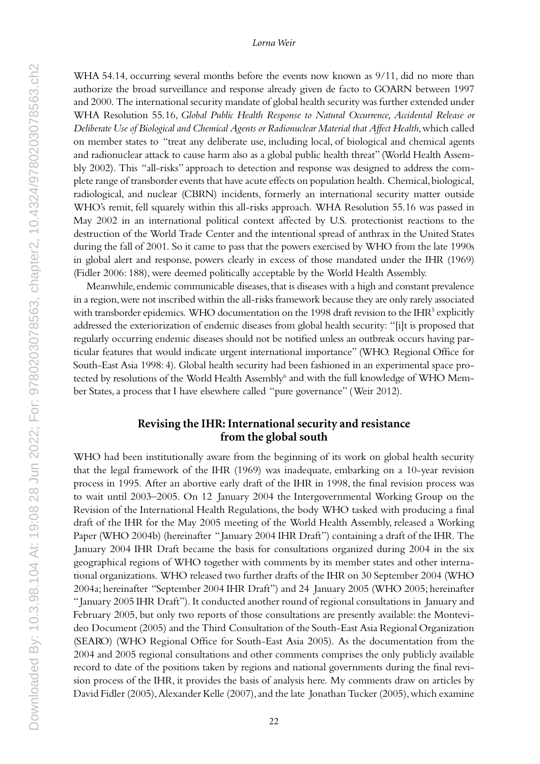WHA 54.14, occurring several months before the events now known as 9/11, did no more than authorize the broad surveillance and response already given de facto to GOARN between 1997 and 2000. The international security mandate of global health security was further extended under WHA Resolution 55.16, *Global Public Health Response to Natural Occurrence, Accidental Release or Deliberate Use of Biological and Chemical Agents or Radionuclear Material that Affect Health*, which called on member states to "treat any deliberate use, including local, of biological and chemical agents and radionuclear attack to cause harm also as a global public health threat" (World Health Assembly 2002). This "all-risks" approach to detection and response was designed to address the complete range of transborder events that have acute effects on population health. Chemical, biological, radiological, and nuclear (CBRN) incidents, formerly an international security matter outside WHO's remit, fell squarely within this all-risks approach. WHA Resolution 55.16 was passed in May 2002 in an international political context affected by U.S. protectionist reactions to the destruction of the World Trade Center and the intentional spread of anthrax in the United States during the fall of 2001. So it came to pass that the powers exercised by WHO from the late 1990s in global alert and response, powers clearly in excess of those mandated under the IHR (1969) (Fidler 2006: 188), were deemed politically acceptable by the World Health Assembly.

Meanwhile, endemic communicable diseases, that is diseases with a high and constant prevalence in a region, were not inscribed within the all-risks framework because they are only rarely associated with transborder epidemics. WHO documentation on the 1998 draft revision to the IHR[5] explicitly addressed the exteriorization of endemic diseases from global health security: "[i]t is proposed that regularly occurring endemic diseases should not be notified unless an outbreak occurs having particular features that would indicate urgent international importance" (WHO. Regional Office for South-East Asia 1998: 4). Global health security had been fashioned in an experimental space protected by resolutions of the World Health Assembly[6] and with the full knowledge of WHO Member States, a process that I have elsewhere called "pure governance" (Weir 2012).

## Revising the IHR: International security and resistance from the global south

WHO had been institutionally aware from the beginning of its work on global health security that the legal framework of the IHR (1969) was inadequate, embarking on a 10-year revision process in 1995. After an abortive early draft of the IHR in 1998, the final revision process was to wait until 2003–2005. On 12 January 2004 the Intergovernmental Working Group on the Revision of the International Health Regulations, the body WHO tasked with producing a final draft of the IHR for the May 2005 meeting of the World Health Assembly, released a Working Paper (WHO 2004b) (hereinafter "January 2004 IHR Draft") containing a draft of the IHR. The January 2004 IHR Draft became the basis for consultations organized during 2004 in the six geographical regions of WHO together with comments by its member states and other international organizations. WHO released two further drafts of the IHR on 30 September 2004 (WHO 2004a; hereinafter "September 2004 IHR Draft") and 24 January 2005 (WHO 2005; hereinafter "January 2005 IHR Draft"). It conducted another round of regional consultations in January and February 2005, but only two reports of those consultations are presently available: the Montevideo Document (2005) and the Third Consultation of the South-East Asia Regional Organization (SEARO) (WHO Regional Office for South-East Asia 2005). As the documentation from the 2004 and 2005 regional consultations and other comments comprises the only publicly available record to date of the positions taken by regions and national governments during the final revision process of the IHR, it provides the basis of analysis here. My comments draw on articles by David Fidler (2005), Alexander Kelle (2007), and the late Jonathan Tucker (2005), which examine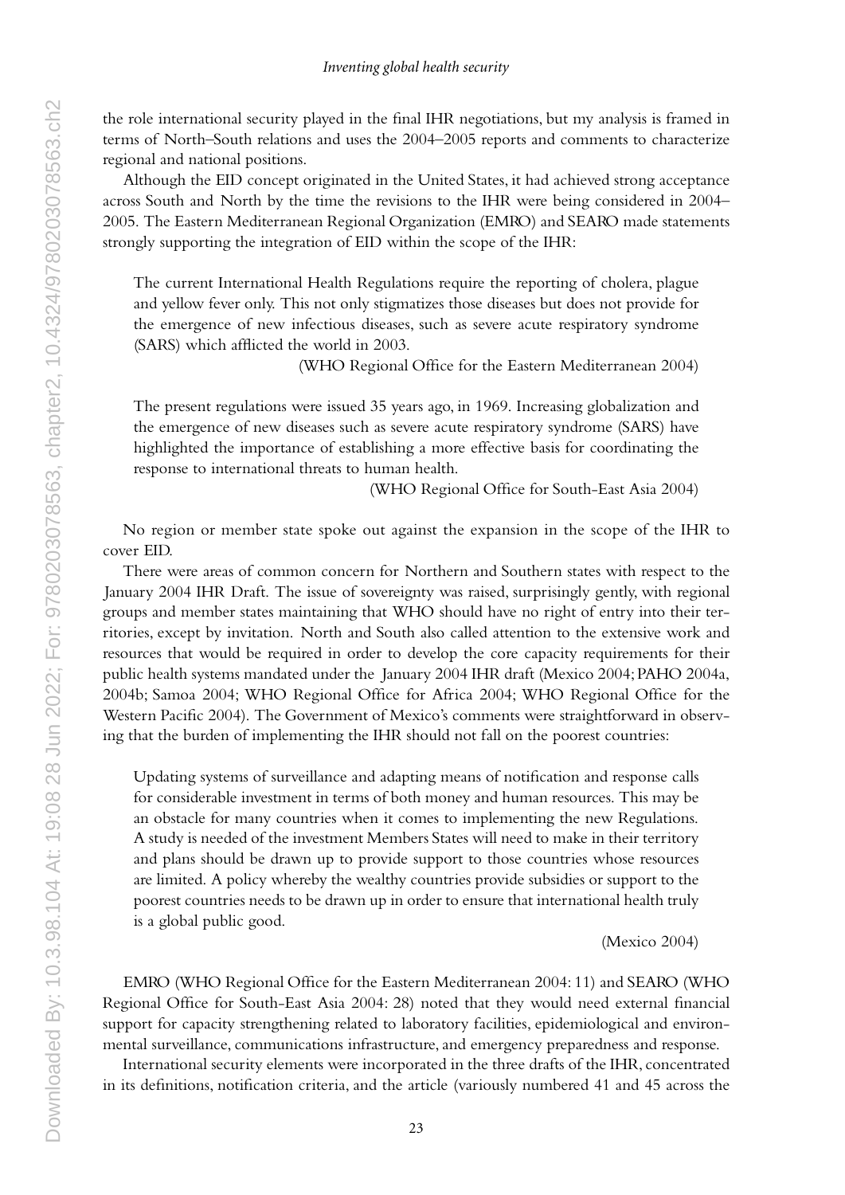the role international security played in the final IHR negotiations, but my analysis is framed in terms of North–South relations and uses the 2004–2005 reports and comments to characterize regional and national positions.

Although the EID concept originated in the United States, it had achieved strong acceptance across South and North by the time the revisions to the IHR were being considered in 2004–2005. The Eastern Mediterranean Regional Organization (EMRO) and SEARO made statements strongly supporting the integration of EID within the scope of the IHR:

> The current International Health Regulations require the reporting of cholera, plague and yellow fever only. This not only stigmatizes those diseases but does not provide for the emergence of new infectious diseases, such as severe acute respiratory syndrome (SARS) which afflicted the world in 2003.
>
> (WHO Regional Office for the Eastern Mediterranean 2004)

> The present regulations were issued 35 years ago, in 1969. Increasing globalization and the emergence of new diseases such as severe acute respiratory syndrome (SARS) have highlighted the importance of establishing a more effective basis for coordinating the response to international threats to human health.
>
> (WHO Regional Office for South-East Asia 2004)

No region or member state spoke out against the expansion in the scope of the IHR to cover EID.

There were areas of common concern for Northern and Southern states with respect to the January 2004 IHR Draft. The issue of sovereignty was raised, surprisingly gently, with regional groups and member states maintaining that WHO should have no right of entry into their territories, except by invitation. North and South also called attention to the extensive work and resources that would be required in order to develop the core capacity requirements for their public health systems mandated under the January 2004 IHR draft (Mexico 2004; PAHO 2004a, 2004b; Samoa 2004; WHO Regional Office for Africa 2004; WHO Regional Office for the Western Pacific 2004). The Government of Mexico's comments were straightforward in observing that the burden of implementing the IHR should not fall on the poorest countries:

> Updating systems of surveillance and adapting means of notification and response calls for considerable investment in terms of both money and human resources. This may be an obstacle for many countries when it comes to implementing the new Regulations. A study is needed of the investment Members States will need to make in their territory and plans should be drawn up to provide support to those countries whose resources are limited. A policy whereby the wealthy countries provide subsidies or support to the poorest countries needs to be drawn up in order to ensure that international health truly is a global public good.
>
> (Mexico 2004)

EMRO (WHO Regional Office for the Eastern Mediterranean 2004: 11) and SEARO (WHO Regional Office for South-East Asia 2004: 28) noted that they would need external financial support for capacity strengthening related to laboratory facilities, epidemiological and environmental surveillance, communications infrastructure, and emergency preparedness and response.

International security elements were incorporated in the three drafts of the IHR, concentrated in its definitions, notification criteria, and the article (variously numbered 41 and 45 across the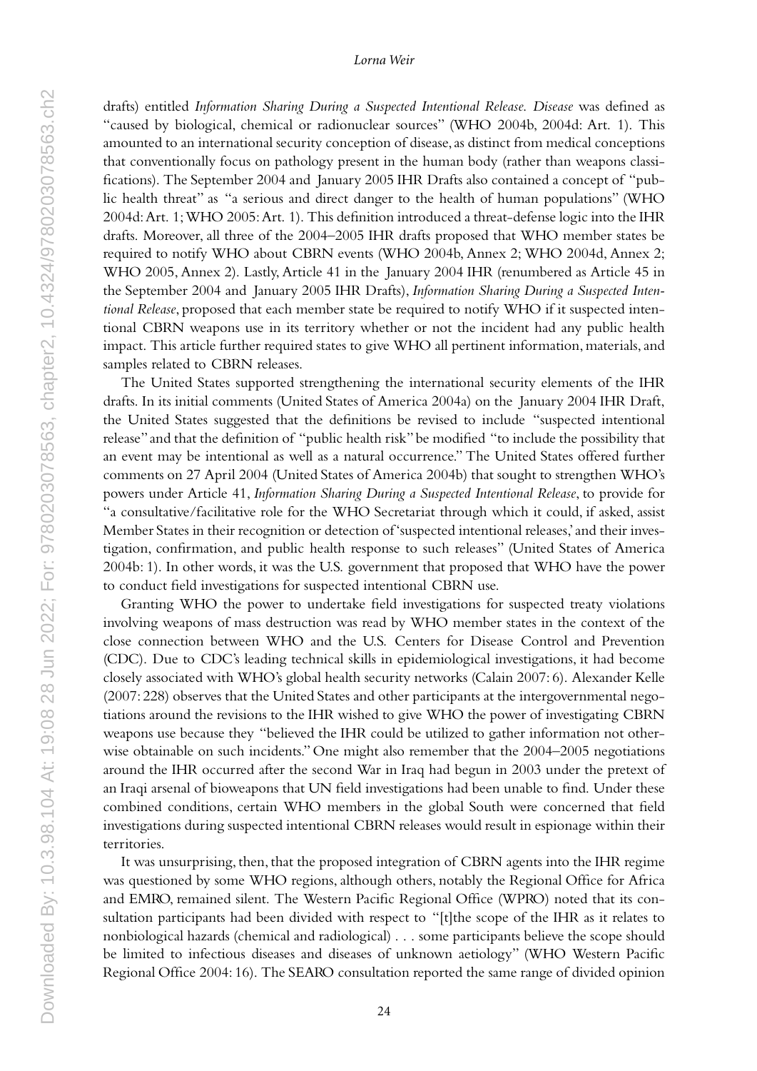drafts) entitled *Information Sharing During a Suspected Intentional Release*. *Disease* was defined as "caused by biological, chemical or radionuclear sources" (WHO 2004b, 2004d: Art. 1). This amounted to an international security conception of disease, as distinct from medical conceptions that conventionally focus on pathology present in the human body (rather than weapons classifications). The September 2004 and January 2005 IHR Drafts also contained a concept of "public health threat" as "a serious and direct danger to the health of human populations" (WHO 2004d: Art. 1; WHO 2005: Art. 1). This definition introduced a threat-defense logic into the IHR drafts. Moreover, all three of the 2004–2005 IHR drafts proposed that WHO member states be required to notify WHO about CBRN events (WHO 2004b, Annex 2; WHO 2004d, Annex 2; WHO 2005, Annex 2). Lastly, Article 41 in the January 2004 IHR (renumbered as Article 45 in the September 2004 and January 2005 IHR Drafts), *Information Sharing During a Suspected Intentional Release*, proposed that each member state be required to notify WHO if it suspected intentional CBRN weapons use in its territory whether or not the incident had any public health impact. This article further required states to give WHO all pertinent information, materials, and samples related to CBRN releases.

The United States supported strengthening the international security elements of the IHR drafts. In its initial comments (United States of America 2004a) on the January 2004 IHR Draft, the United States suggested that the definitions be revised to include "suspected intentional release" and that the definition of "public health risk" be modified "to include the possibility that an event may be intentional as well as a natural occurrence." The United States offered further comments on 27 April 2004 (United States of America 2004b) that sought to strengthen WHO's powers under Article 41, *Information Sharing During a Suspected Intentional Release*, to provide for "a consultative/facilitative role for the WHO Secretariat through which it could, if asked, assist Member States in their recognition or detection of 'suspected intentional releases,' and their investigation, confirmation, and public health response to such releases" (United States of America 2004b: 1). In other words, it was the U.S. government that proposed that WHO have the power to conduct field investigations for suspected intentional CBRN use.

Granting WHO the power to undertake field investigations for suspected treaty violations involving weapons of mass destruction was read by WHO member states in the context of the close connection between WHO and the U.S. Centers for Disease Control and Prevention (CDC). Due to CDC's leading technical skills in epidemiological investigations, it had become closely associated with WHO's global health security networks (Calain 2007: 6). Alexander Kelle (2007: 228) observes that the United States and other participants at the intergovernmental negotiations around the revisions to the IHR wished to give WHO the power of investigating CBRN weapons use because they "believed the IHR could be utilized to gather information not otherwise obtainable on such incidents." One might also remember that the 2004–2005 negotiations around the IHR occurred after the second War in Iraq had begun in 2003 under the pretext of an Iraqi arsenal of bioweapons that UN field investigations had been unable to find. Under these combined conditions, certain WHO members in the global South were concerned that field investigations during suspected intentional CBRN releases would result in espionage within their territories.

It was unsurprising, then, that the proposed integration of CBRN agents into the IHR regime was questioned by some WHO regions, although others, notably the Regional Office for Africa and EMRO, remained silent. The Western Pacific Regional Office (WPRO) noted that its consultation participants had been divided with respect to "[t]he scope of the IHR as it relates to nonbiological hazards (chemical and radiological) . . . some participants believe the scope should be limited to infectious diseases and diseases of unknown aetiology" (WHO Western Pacific Regional Office 2004: 16). The SEARO consultation reported the same range of divided opinion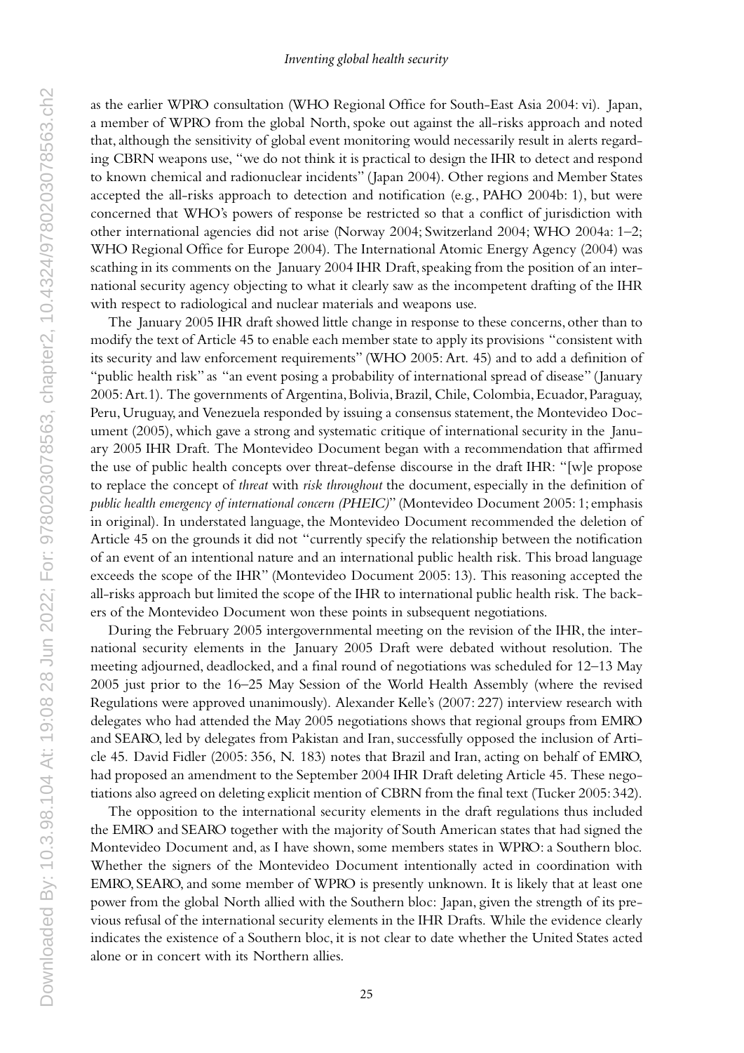as the earlier WPRO consultation (WHO Regional Office for South-East Asia 2004: vi). Japan, a member of WPRO from the global North, spoke out against the all-risks approach and noted that, although the sensitivity of global event monitoring would necessarily result in alerts regarding CBRN weapons use, "we do not think it is practical to design the IHR to detect and respond to known chemical and radionuclear incidents" (Japan 2004). Other regions and Member States accepted the all-risks approach to detection and notification (e.g., PAHO 2004b: 1), but were concerned that WHO's powers of response be restricted so that a conflict of jurisdiction with other international agencies did not arise (Norway 2004; Switzerland 2004; WHO 2004a: 1–2; WHO Regional Office for Europe 2004). The International Atomic Energy Agency (2004) was scathing in its comments on the January 2004 IHR Draft, speaking from the position of an international security agency objecting to what it clearly saw as the incompetent drafting of the IHR with respect to radiological and nuclear materials and weapons use.

The January 2005 IHR draft showed little change in response to these concerns, other than to modify the text of Article 45 to enable each member state to apply its provisions "consistent with its security and law enforcement requirements" (WHO 2005: Art. 45) and to add a definition of "public health risk" as "an event posing a probability of international spread of disease" (January 2005: Art.1). The governments of Argentina, Bolivia, Brazil, Chile, Colombia, Ecuador, Paraguay, Peru, Uruguay, and Venezuela responded by issuing a consensus statement, the Montevideo Document (2005), which gave a strong and systematic critique of international security in the January 2005 IHR Draft. The Montevideo Document began with a recommendation that affirmed the use of public health concepts over threat-defense discourse in the draft IHR: "[w]e propose to replace the concept of *threat* with *risk throughout* the document, especially in the definition of *public health emergency of international concern (PHEIC)*" (Montevideo Document 2005: 1; emphasis in original). In understated language, the Montevideo Document recommended the deletion of Article 45 on the grounds it did not "currently specify the relationship between the notification of an event of an intentional nature and an international public health risk. This broad language exceeds the scope of the IHR" (Montevideo Document 2005: 13). This reasoning accepted the all-risks approach but limited the scope of the IHR to international public health risk. The backers of the Montevideo Document won these points in subsequent negotiations.

During the February 2005 intergovernmental meeting on the revision of the IHR, the international security elements in the January 2005 Draft were debated without resolution. The meeting adjourned, deadlocked, and a final round of negotiations was scheduled for 12–13 May 2005 just prior to the 16–25 May Session of the World Health Assembly (where the revised Regulations were approved unanimously). Alexander Kelle's (2007: 227) interview research with delegates who had attended the May 2005 negotiations shows that regional groups from EMRO and SEARO, led by delegates from Pakistan and Iran, successfully opposed the inclusion of Article 45. David Fidler (2005: 356, N. 183) notes that Brazil and Iran, acting on behalf of EMRO, had proposed an amendment to the September 2004 IHR Draft deleting Article 45. These negotiations also agreed on deleting explicit mention of CBRN from the final text (Tucker 2005: 342).

The opposition to the international security elements in the draft regulations thus included the EMRO and SEARO together with the majority of South American states that had signed the Montevideo Document and, as I have shown, some members states in WPRO: a Southern bloc. Whether the signers of the Montevideo Document intentionally acted in coordination with EMRO, SEARO, and some member of WPRO is presently unknown. It is likely that at least one power from the global North allied with the Southern bloc: Japan, given the strength of its previous refusal of the international security elements in the IHR Drafts. While the evidence clearly indicates the existence of a Southern bloc, it is not clear to date whether the United States acted alone or in concert with its Northern allies.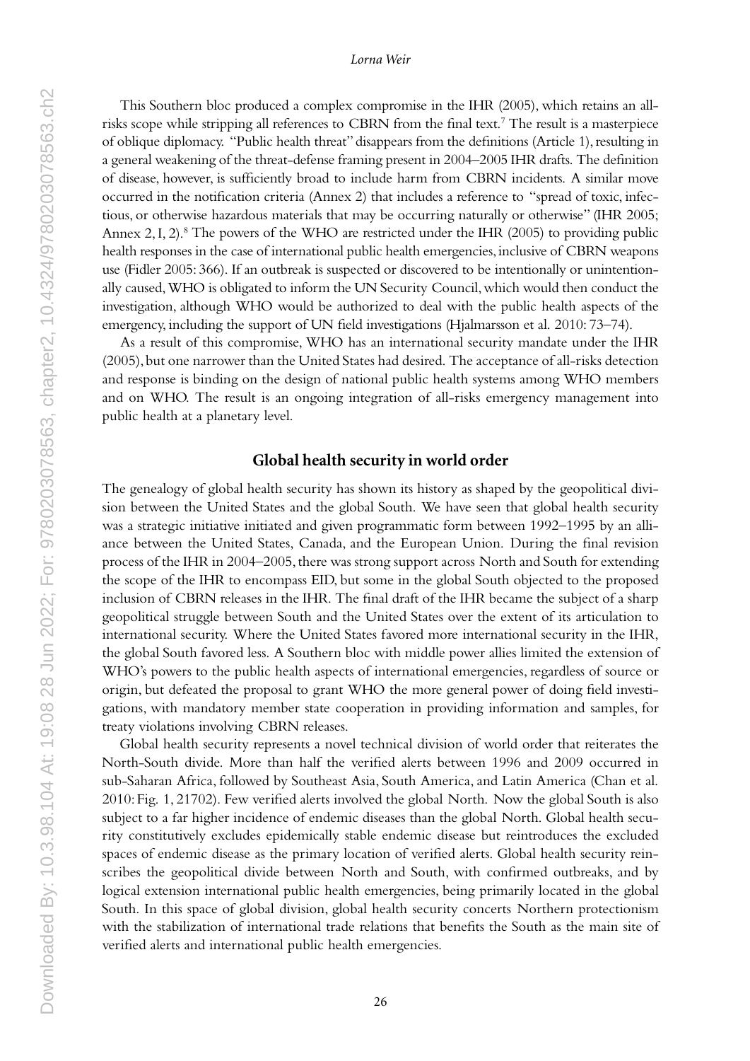This Southern bloc produced a complex compromise in the IHR (2005), which retains an all-risks scope while stripping all references to CBRN from the final text.[7] The result is a masterpiece of oblique diplomacy. "Public health threat" disappears from the definitions (Article 1), resulting in a general weakening of the threat-defense framing present in 2004–2005 IHR drafts. The definition of disease, however, is sufficiently broad to include harm from CBRN incidents. A similar move occurred in the notification criteria (Annex 2) that includes a reference to "spread of toxic, infectious, or otherwise hazardous materials that may be occurring naturally or otherwise" (IHR 2005; Annex 2, I, 2).[8] The powers of the WHO are restricted under the IHR (2005) to providing public health responses in the case of international public health emergencies, inclusive of CBRN weapons use (Fidler 2005: 366). If an outbreak is suspected or discovered to be intentionally or unintentionally caused, WHO is obligated to inform the UN Security Council, which would then conduct the investigation, although WHO would be authorized to deal with the public health aspects of the emergency, including the support of UN field investigations (Hjalmarsson et al. 2010: 73–74).

As a result of this compromise, WHO has an international security mandate under the IHR (2005), but one narrower than the United States had desired. The acceptance of all-risks detection and response is binding on the design of national public health systems among WHO members and on WHO. The result is an ongoing integration of all-risks emergency management into public health at a planetary level.

## Global health security in world order

The genealogy of global health security has shown its history as shaped by the geopolitical division between the United States and the global South. We have seen that global health security was a strategic initiative initiated and given programmatic form between 1992–1995 by an alliance between the United States, Canada, and the European Union. During the final revision process of the IHR in 2004–2005, there was strong support across North and South for extending the scope of the IHR to encompass EID, but some in the global South objected to the proposed inclusion of CBRN releases in the IHR. The final draft of the IHR became the subject of a sharp geopolitical struggle between South and the United States over the extent of its articulation to international security. Where the United States favored more international security in the IHR, the global South favored less. A Southern bloc with middle power allies limited the extension of WHO's powers to the public health aspects of international emergencies, regardless of source or origin, but defeated the proposal to grant WHO the more general power of doing field investigations, with mandatory member state cooperation in providing information and samples, for treaty violations involving CBRN releases.

Global health security represents a novel technical division of world order that reiterates the North-South divide. More than half the verified alerts between 1996 and 2009 occurred in sub-Saharan Africa, followed by Southeast Asia, South America, and Latin America (Chan et al. 2010: Fig. 1, 21702). Few verified alerts involved the global North. Now the global South is also subject to a far higher incidence of endemic diseases than the global North. Global health security constitutively excludes epidemically stable endemic disease but reintroduces the excluded spaces of endemic disease as the primary location of verified alerts. Global health security reinscribes the geopolitical divide between North and South, with confirmed outbreaks, and by logical extension international public health emergencies, being primarily located in the global South. In this space of global division, global health security concerts Northern protectionism with the stabilization of international trade relations that benefits the South as the main site of verified alerts and international public health emergencies.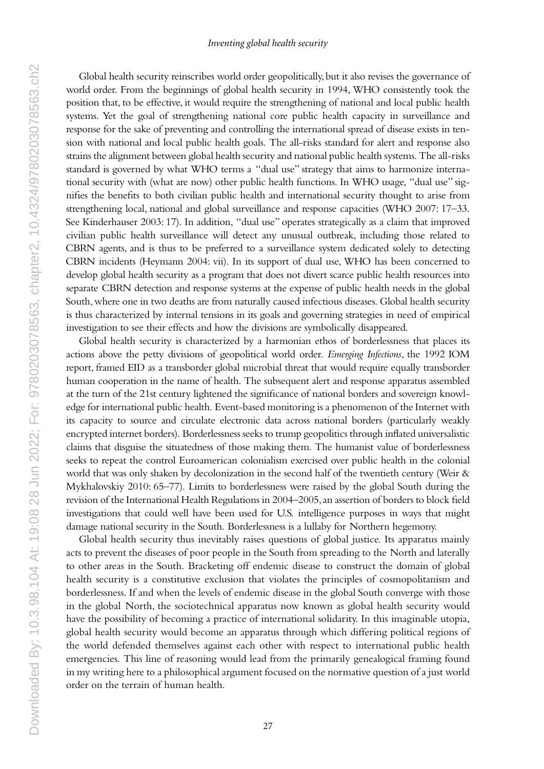Global health security reinscribes world order geopolitically, but it also revises the governance of world order. From the beginnings of global health security in 1994, WHO consistently took the position that, to be effective, it would require the strengthening of national and local public health systems. Yet the goal of strengthening national core public health capacity in surveillance and response for the sake of preventing and controlling the international spread of disease exists in tension with national and local public health goals. The all-risks standard for alert and response also strains the alignment between global health security and national public health systems. The all-risks standard is governed by what WHO terms a "dual use" strategy that aims to harmonize international security with (what are now) other public health functions. In WHO usage, "dual use" signifies the benefits to both civilian public health and international security thought to arise from strengthening local, national and global surveillance and response capacities (WHO 2007: 17–33. See Kinderhauser 2003: 17). In addition, "dual use" operates strategically as a claim that improved civilian public health surveillance will detect any unusual outbreak, including those related to CBRN agents, and is thus to be preferred to a surveillance system dedicated solely to detecting CBRN incidents (Heymann 2004: vii). In its support of dual use, WHO has been concerned to develop global health security as a program that does not divert scarce public health resources into separate CBRN detection and response systems at the expense of public health needs in the global South, where one in two deaths are from naturally caused infectious diseases. Global health security is thus characterized by internal tensions in its goals and governing strategies in need of empirical investigation to see their effects and how the divisions are symbolically disappeared.

Global health security is characterized by a harmonian ethos of borderlessness that places its actions above the petty divisions of geopolitical world order. *Emerging Infections*, the 1992 IOM report, framed EID as a transborder global microbial threat that would require equally transborder human cooperation in the name of health. The subsequent alert and response apparatus assembled at the turn of the 21st century lightened the significance of national borders and sovereign knowledge for international public health. Event-based monitoring is a phenomenon of the Internet with its capacity to source and circulate electronic data across national borders (particularly weakly encrypted internet borders). Borderlessness seeks to trump geopolitics through inflated universalistic claims that disguise the situatedness of those making them. The humanist value of borderlessness seeks to repeat the control Euroamerican colonialism exercised over public health in the colonial world that was only shaken by decolonization in the second half of the twentieth century (Weir & Mykhalovskiy 2010: 65–77). Limits to borderlessness were raised by the global South during the revision of the International Health Regulations in 2004–2005, an assertion of borders to block field investigations that could well have been used for U.S. intelligence purposes in ways that might damage national security in the South. Borderlessness is a lullaby for Northern hegemony.

Global health security thus inevitably raises questions of global justice. Its apparatus mainly acts to prevent the diseases of poor people in the South from spreading to the North and laterally to other areas in the South. Bracketing off endemic disease to construct the domain of global health security is a constitutive exclusion that violates the principles of cosmopolitanism and borderlessness. If and when the levels of endemic disease in the global South converge with those in the global North, the sociotechnical apparatus now known as global health security would have the possibility of becoming a practice of international solidarity. In this imaginable utopia, global health security would become an apparatus through which differing political regions of the world defended themselves against each other with respect to international public health emergencies. This line of reasoning would lead from the primarily genealogical framing found in my writing here to a philosophical argument focused on the normative question of a just world order on the terrain of human health.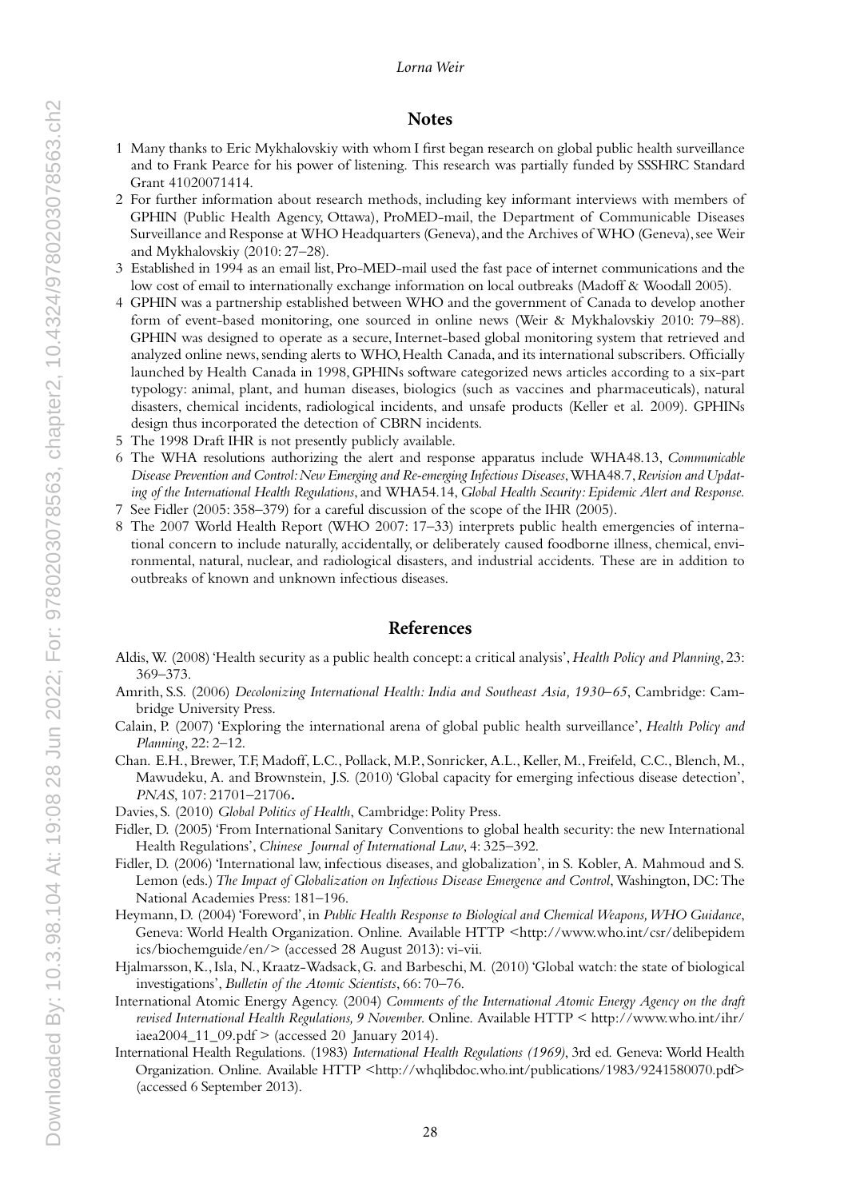## Notes

1. Many thanks to Eric Mykhalovskiy with whom I first began research on global public health surveillance and to Frank Pearce for his power of listening. This research was partially funded by SSSHRC Standard Grant 41020071414.
2. For further information about research methods, including key informant interviews with members of GPHIN (Public Health Agency, Ottawa), ProMED-mail, the Department of Communicable Diseases Surveillance and Response at WHO Headquarters (Geneva), and the Archives of WHO (Geneva), see Weir and Mykhalovskiy (2010: 27–28).
3. Established in 1994 as an email list, Pro-MED-mail used the fast pace of internet communications and the low cost of email to internationally exchange information on local outbreaks (Madoff & Woodall 2005).
4. GPHIN was a partnership established between WHO and the government of Canada to develop another form of event-based monitoring, one sourced in online news (Weir & Mykhalovskiy 2010: 79–88). GPHIN was designed to operate as a secure, Internet-based global monitoring system that retrieved and analyzed online news, sending alerts to WHO, Health Canada, and its international subscribers. Officially launched by Health Canada in 1998, GPHINs software categorized news articles according to a six-part typology: animal, plant, and human diseases, biologics (such as vaccines and pharmaceuticals), natural disasters, chemical incidents, radiological incidents, and unsafe products (Keller et al. 2009). GPHINs design thus incorporated the detection of CBRN incidents.
5. The 1998 Draft IHR is not presently publicly available.
6. The WHA resolutions authorizing the alert and response apparatus include WHA48.13, *Communicable Disease Prevention and Control: New Emerging and Re-emerging Infectious Diseases*, WHA48.7, *Revision and Updating of the International Health Regulations*, and WHA54.14, *Global Health Security: Epidemic Alert and Response.*
7. See Fidler (2005: 358–379) for a careful discussion of the scope of the IHR (2005).
8. The 2007 World Health Report (WHO 2007: 17–33) interprets public health emergencies of international concern to include naturally, accidentally, or deliberately caused foodborne illness, chemical, environmental, natural, nuclear, and radiological disasters, and industrial accidents. These are in addition to outbreaks of known and unknown infectious diseases.

## References

Aldis, W. (2008) 'Health security as a public health concept: a critical analysis', *Health Policy and Planning*, 23: 369–373.

Amrith, S.S. (2006) *Decolonizing International Health: India and Southeast Asia, 1930–65*, Cambridge: Cambridge University Press.

Calain, P. (2007) 'Exploring the international arena of global public health surveillance', *Health Policy and Planning*, 22: 2–12.

Chan. E.H., Brewer, T.F, Madoff, L.C., Pollack, M.P., Sonricker, A.L., Keller, M., Freifeld, C.C., Blench, M., Mawudeku, A. and Brownstein, J.S. (2010) 'Global capacity for emerging infectious disease detection', *PNAS*, 107: 21701–21706**.**

Davies, S. (2010) *Global Politics of Health*, Cambridge: Polity Press.

Fidler, D. (2005) 'From International Sanitary Conventions to global health security: the new International Health Regulations', *Chinese Journal of International Law*, 4: 325–392.

Fidler, D. (2006) 'International law, infectious diseases, and globalization', in S. Kobler, A. Mahmoud and S. Lemon (eds.) *The Impact of Globalization on Infectious Disease Emergence and Control*, Washington, DC: The National Academies Press: 181–196.

Heymann, D. (2004) 'Foreword', in *Public Health Response to Biological and Chemical Weapons, WHO Guidance*, Geneva: World Health Organization. Online. Available HTTP <http://www.who.int/csr/delibepidemics/biochemguide/en/> (accessed 28 August 2013): vi-vii.

Hjalmarsson, K., Isla, N., Kraatz-Wadsack, G. and Barbeschi, M. (2010) 'Global watch: the state of biological investigations', *Bulletin of the Atomic Scientists*, 66: 70–76.

International Atomic Energy Agency. (2004) *Comments of the International Atomic Energy Agency on the draft revised International Health Regulations, 9 November*. Online. Available HTTP < http://www.who.int/ihr/iaea2004_11_09.pdf > (accessed 20 January 2014).

International Health Regulations. (1983) *International Health Regulations (1969)*, 3rd ed. Geneva: World Health Organization. Online. Available HTTP <http://whqlibdoc.who.int/publications/1983/9241580070.pdf> (accessed 6 September 2013).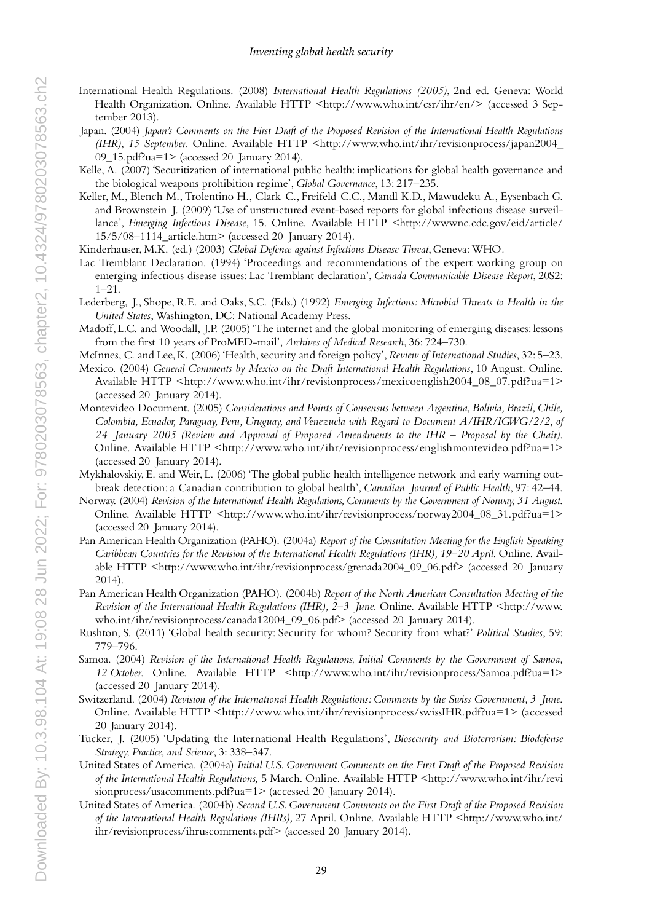International Health Regulations. (2008) *International Health Regulations (2005)*, 2nd ed. Geneva: World Health Organization. Online. Available HTTP <http://www.who.int/csr/ihr/en/> (accessed 3 September 2013).

Japan. (2004) *Japan's Comments on the First Draft of the Proposed Revision of the International Health Regulations (IHR), 15 September*. Online. Available HTTP <http://www.who.int/ihr/revisionprocess/japan2004_09_15.pdf?ua=1> (accessed 20 January 2014).

Kelle, A. (2007) 'Securitization of international public health: implications for global health governance and the biological weapons prohibition regime', *Global Governance*, 13: 217–235.

Keller, M., Blench M., Trolentino H., Clark C., Freifeld C.C., Mandl K.D., Mawudeku A., Eysenbach G. and Brownstein J. (2009) 'Use of unstructured event-based reports for global infectious disease surveillance', *Emerging Infectious Disease*, 15. Online. Available HTTP <http://wwwnc.cdc.gov/eid/article/15/5/08–1114_article.htm> (accessed 20 January 2014).

Kinderhauser, M.K. (ed.) (2003) *Global Defence against Infectious Disease Threat*, Geneva: WHO.

Lac Tremblant Declaration. (1994) 'Proceedings and recommendations of the expert working group on emerging infectious disease issues: Lac Tremblant declaration', *Canada Communicable Disease Report*, 20S2: 1–21.

Lederberg, J., Shope, R.E. and Oaks, S.C. (Eds.) (1992) *Emerging Infections: Microbial Threats to Health in the United States*, Washington, DC: National Academy Press.

Madoff, L.C. and Woodall, J.P. (2005) 'The internet and the global monitoring of emerging diseases: lessons from the first 10 years of ProMED-mail', *Archives of Medical Research*, 36: 724–730.

McInnes, C. and Lee, K. (2006) 'Health, security and foreign policy', *Review of International Studies*, 32: 5–23.

Mexico. (2004) *General Comments by Mexico on the Draft International Health Regulations*, 10 August. Online. Available HTTP <http://www.who.int/ihr/revisionprocess/mexicoenglish2004_08_07.pdf?ua=1> (accessed 20 January 2014).

Montevideo Document. (2005) *Considerations and Points of Consensus between Argentina, Bolivia, Brazil, Chile, Colombia, Ecuador, Paraguay, Peru, Uruguay, and Venezuela with Regard to Document A/IHR/IGWG/2/2, of 24 January 2005 (Review and Approval of Proposed Amendments to the IHR – Proposal by the Chair).* Online. Available HTTP <http://www.who.int/ihr/revisionprocess/englishmontevideo.pdf?ua=1> (accessed 20 January 2014).

Mykhalovskiy, E. and Weir, L. (2006) 'The global public health intelligence network and early warning outbreak detection: a Canadian contribution to global health', *Canadian Journal of Public Health*, 97: 42–44.

Norway. (2004) *Revision of the International Health Regulations, Comments by the Government of Norway, 31 August.* Online. Available HTTP <http://www.who.int/ihr/revisionprocess/norway2004_08_31.pdf?ua=1> (accessed 20 January 2014).

Pan American Health Organization (PAHO). (2004a) *Report of the Consultation Meeting for the English Speaking Caribbean Countries for the Revision of the International Health Regulations (IHR), 19–20 April.* Online. Available HTTP <http://www.who.int/ihr/revisionprocess/grenada2004_09_06.pdf> (accessed 20 January 2014).

Pan American Health Organization (PAHO). (2004b) *Report of the North American Consultation Meeting of the Revision of the International Health Regulations (IHR), 2–3 June*. Online. Available HTTP <http://www.who.int/ihr/revisionprocess/canada12004_09_06.pdf> (accessed 20 January 2014).

Rushton, S. (2011) 'Global health security: Security for whom? Security from what?' *Political Studies*, 59: 779–796.

Samoa. (2004) *Revision of the International Health Regulations, Initial Comments by the Government of Samoa, 12 October*. Online. Available HTTP <http://www.who.int/ihr/revisionprocess/Samoa.pdf?ua=1> (accessed 20 January 2014).

Switzerland. (2004) *Revision of the International Health Regulations: Comments by the Swiss Government, 3 June.* Online. Available HTTP <http://www.who.int/ihr/revisionprocess/swissIHR.pdf?ua=1> (accessed 20 January 2014).

Tucker, J. (2005) 'Updating the International Health Regulations', *Biosecurity and Bioterrorism: Biodefense Strategy, Practice, and Science*, 3: 338–347.

United States of America. (2004a) *Initial U.S. Government Comments on the First Draft of the Proposed Revision of the International Health Regulations,* 5 March. Online. Available HTTP <http://www.who.int/ihr/revisionprocess/usacomments.pdf?ua=1> (accessed 20 January 2014).

United States of America. (2004b) *Second U.S. Government Comments on the First Draft of the Proposed Revision of the International Health Regulations (IHRs)*, 27 April. Online. Available HTTP <http://www.who.int/ihr/revisionprocess/ihruscomments.pdf> (accessed 20 January 2014).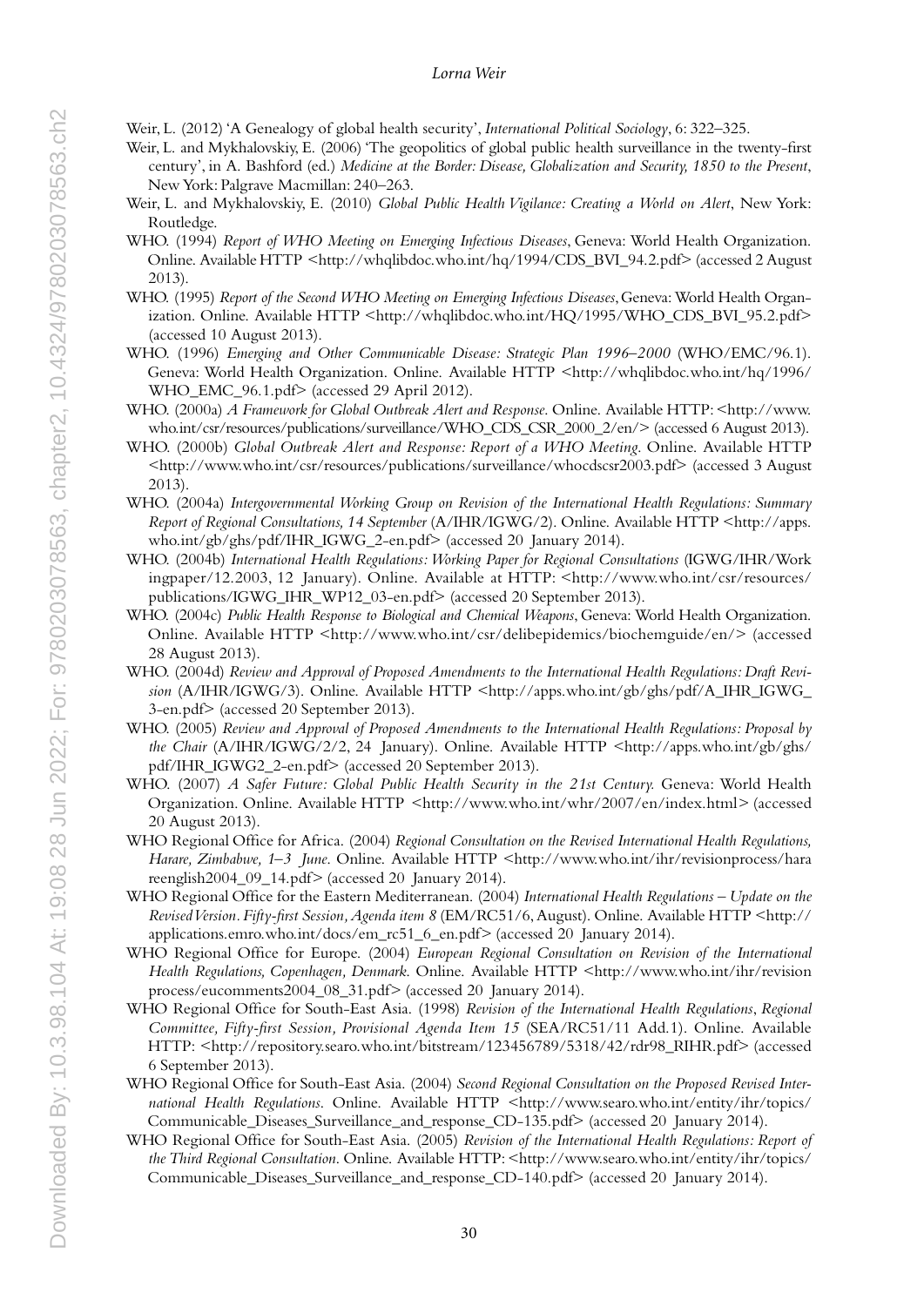Weir, L. (2012) 'A Genealogy of global health security', *International Political Sociology*, 6: 322–325.

Weir, L. and Mykhalovskiy, E. (2006) 'The geopolitics of global public health surveillance in the twenty-first century', in A. Bashford (ed.) *Medicine at the Border: Disease, Globalization and Security, 1850 to the Present*, New York: Palgrave Macmillan: 240–263.

Weir, L. and Mykhalovskiy, E. (2010) *Global Public Health Vigilance: Creating a World on Alert*, New York: Routledge.

WHO. (1994) *Report of WHO Meeting on Emerging Infectious Diseases*, Geneva: World Health Organization. Online. Available HTTP <http://whqlibdoc.who.int/hq/1994/CDS_BVI_94.2.pdf> (accessed 2 August 2013).

WHO. (1995) *Report of the Second WHO Meeting on Emerging Infectious Diseases*, Geneva: World Health Organization. Online. Available HTTP <http://whqlibdoc.who.int/HQ/1995/WHO_CDS_BVI_95.2.pdf> (accessed 10 August 2013).

WHO. (1996) *Emerging and Other Communicable Disease: Strategic Plan 1996–2000* (WHO/EMC/96.1). Geneva: World Health Organization. Online. Available HTTP <http://whqlibdoc.who.int/hq/1996/WHO_EMC_96.1.pdf> (accessed 29 April 2012).

WHO. (2000a) *A Framework for Global Outbreak Alert and Response*. Online. Available HTTP: <http://www.who.int/csr/resources/publications/surveillance/WHO_CDS_CSR_2000_2/en/> (accessed 6 August 2013).

WHO. (2000b) *Global Outbreak Alert and Response: Report of a WHO Meeting*. Online. Available HTTP <http://www.who.int/csr/resources/publications/surveillance/whocdscsr2003.pdf> (accessed 3 August 2013).

WHO. (2004a) *Intergovernmental Working Group on Revision of the International Health Regulations: Summary Report of Regional Consultations, 14 September* (A/IHR/IGWG/2). Online. Available HTTP <http://apps.who.int/gb/ghs/pdf/IHR_IGWG_2-en.pdf> (accessed 20 January 2014).

WHO. (2004b) *International Health Regulations: Working Paper for Regional Consultations* (IGWG/IHR/Workingpaper/12.2003, 12 January). Online. Available at HTTP: <http://www.who.int/csr/resources/publications/IGWG_IHR_WP12_03-en.pdf> (accessed 20 September 2013).

WHO. (2004c) *Public Health Response to Biological and Chemical Weapons*, Geneva: World Health Organization. Online. Available HTTP <http://www.who.int/csr/delibepidemics/biochemguide/en/> (accessed 28 August 2013).

WHO. (2004d) *Review and Approval of Proposed Amendments to the International Health Regulations: Draft Revision* (A/IHR/IGWG/3). Online. Available HTTP <http://apps.who.int/gb/ghs/pdf/A_IHR_IGWG_3-en.pdf> (accessed 20 September 2013).

WHO. (2005) *Review and Approval of Proposed Amendments to the International Health Regulations: Proposal by the Chair* (A/IHR/IGWG/2/2, 24 January). Online. Available HTTP <http://apps.who.int/gb/ghs/pdf/IHR_IGWG2_2-en.pdf> (accessed 20 September 2013).

WHO. (2007) *A Safer Future: Global Public Health Security in the 21st Century.* Geneva: World Health Organization. Online. Available HTTP <http://www.who.int/whr/2007/en/index.html> (accessed 20 August 2013).

WHO Regional Office for Africa. (2004) *Regional Consultation on the Revised International Health Regulations, Harare, Zimbabwe, 1–3 June*. Online. Available HTTP <http://www.who.int/ihr/revisionprocess/harareenglish2004_09_14.pdf> (accessed 20 January 2014).

WHO Regional Office for the Eastern Mediterranean. (2004) *International Health Regulations – Update on the Revised Version. Fifty-first Session, Agenda item 8* (EM/RC51/6, August). Online. Available HTTP <http://applications.emro.who.int/docs/em_rc51_6_en.pdf> (accessed 20 January 2014).

WHO Regional Office for Europe. (2004) *European Regional Consultation on Revision of the International Health Regulations, Copenhagen, Denmark.* Online. Available HTTP <http://www.who.int/ihr/revisionprocess/eucomments2004_08_31.pdf> (accessed 20 January 2014).

WHO Regional Office for South-East Asia. (1998) *Revision of the International Health Regulations*, *Regional Committee, Fifty-first Session, Provisional Agenda Item 15* (SEA/RC51/11 Add.1). Online. Available HTTP: <http://repository.searo.who.int/bitstream/123456789/5318/42/rdr98_RIHR.pdf> (accessed 6 September 2013).

WHO Regional Office for South-East Asia. (2004) *Second Regional Consultation on the Proposed Revised International Health Regulations*. Online. Available HTTP <http://www.searo.who.int/entity/ihr/topics/Communicable_Diseases_Surveillance_and_response_CD-135.pdf> (accessed 20 January 2014).

WHO Regional Office for South-East Asia. (2005) *Revision of the International Health Regulations: Report of the Third Regional Consultation*. Online. Available HTTP: <http://www.searo.who.int/entity/ihr/topics/Communicable_Diseases_Surveillance_and_response_CD-140.pdf> (accessed 20 January 2014).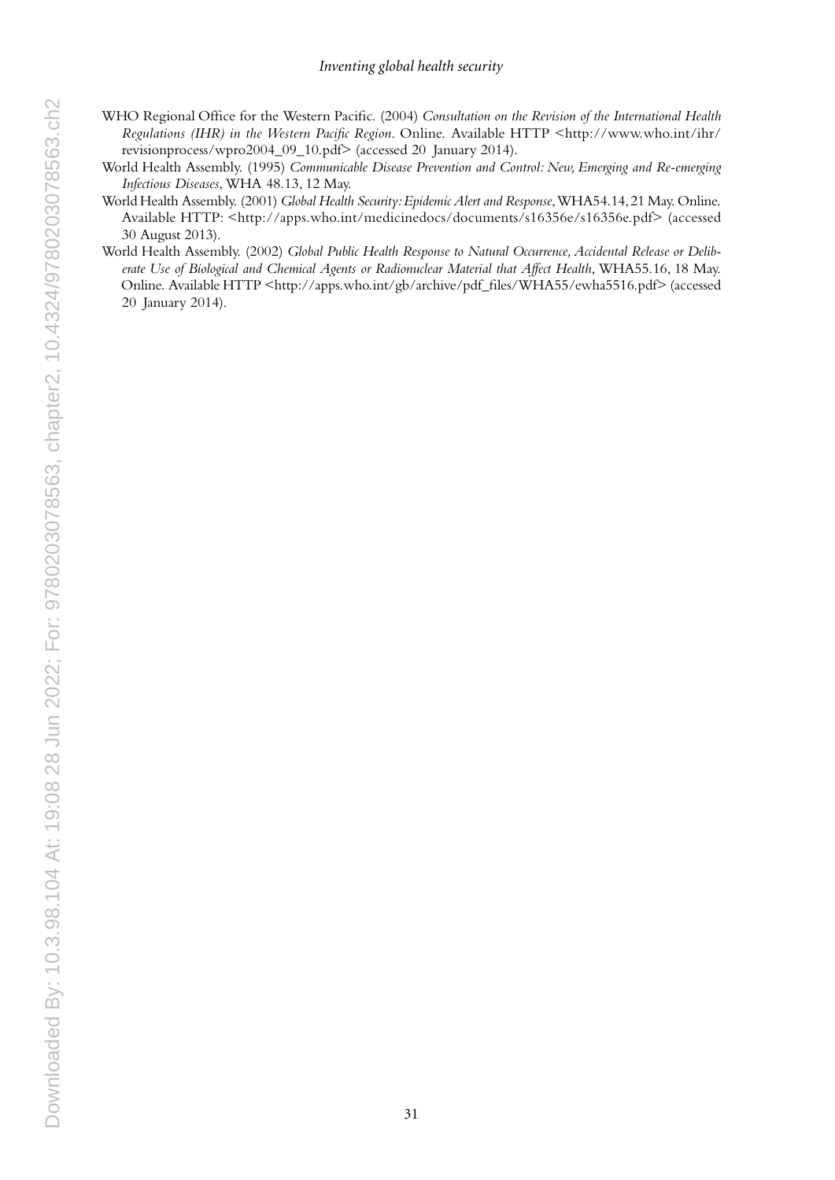WHO Regional Office for the Western Pacific. (2004) *Consultation on the Revision of the International Health Regulations (IHR) in the Western Pacific Region*. Online. Available HTTP <http://www.who.int/ihr/revisionprocess/wpro2004_09_10.pdf> (accessed 20 January 2014).

World Health Assembly. (1995) *Communicable Disease Prevention and Control: New, Emerging and Re-emerging Infectious Diseases*, WHA 48.13, 12 May.

World Health Assembly. (2001) *Global Health Security: Epidemic Alert and Response*, WHA54.14, 21 May. Online. Available HTTP: <http://apps.who.int/medicinedocs/documents/s16356e/s16356e.pdf> (accessed 30 August 2013).

World Health Assembly. (2002) *Global Public Health Response to Natural Occurrence, Accidental Release or Deliberate Use of Biological and Chemical Agents or Radionuclear Material that Affect Health*, WHA55.16, 18 May. Online. Available HTTP <http://apps.who.int/gb/archive/pdf_files/WHA55/ewha5516.pdf> (accessed 20 January 2014).